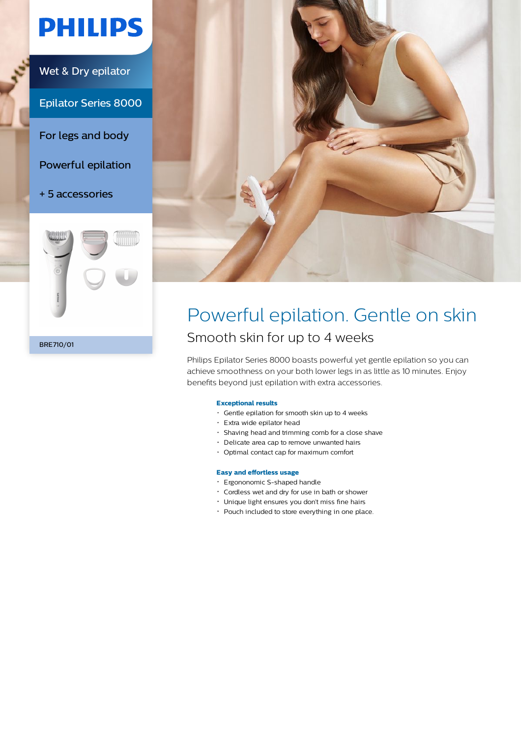PHILIPS

Wet & Dry epilator

Epilator Series 8000

For legs and body

Powerful epilation

+ 5 accessories

BRE710/01

# Powerful epilation. Gentle on skin

## Smooth skin for up to 4 weeks

Philips Epilator Series 8000 boasts powerful yet gentle epilation so you can achieve smoothness on your both lower legs in as little as 10 minutes. Enjoy benefits beyond just epilation with extra accessories.

**Exceptional results**

- Gentle epilation for smooth skin up to 4 weeks
- Extra wide epilator head
- Shaving head and trimming comb for a close shave
- Delicate area cap to remove unwanted hairs
- Optimal contact cap for maximum comfort

**Easy and effortless usage**

- Ergononomic S-shaped handle
- Cordless wet and dry for use in bath or shower
- Unique light ensures you don't miss fine hairs
- Pouch included to store everything in one place.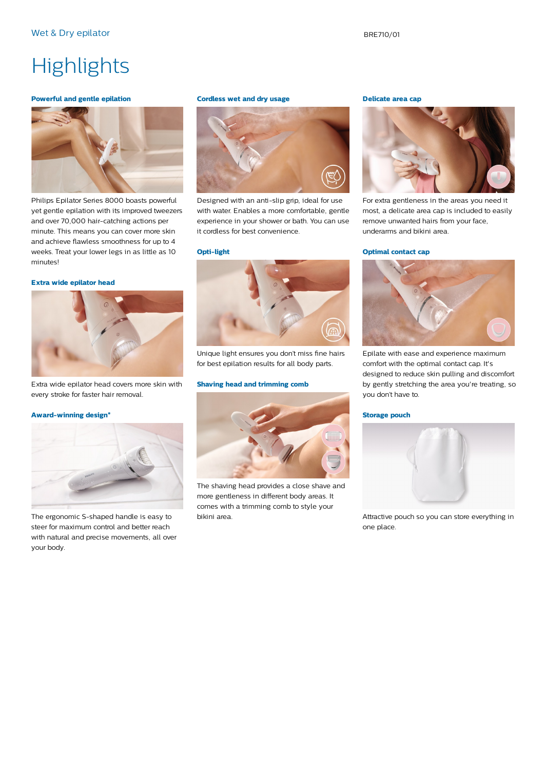Wet & Dry epilator

BRE710/01

# Highlights

### Powerful and gentle epilation

Philips Epilator Series 8000 boasts powerful yet gentle epilation with its improved tweezers and over 70,000 hair-catching actions per minute. This means you can cover more skin and achieve flawless smoothness for up to 4 weeks. Treat your lower legs in as little as 10 minutes!

### Extra wide epilator head

Extra wide epilator head covers more skin with every stroke for faster hair removal.

### Award-winning design*

The ergonomic S-shaped handle is easy to steer for maximum control and better reach with natural and precise movements, all over your body.

### Cordless wet and dry usage

Designed with an anti-slip grip, ideal for use with water. Enables a more comfortable, gentle experience in your shower or bath. You can use it cordless for best convenience.

### Opti-light

Unique light ensures you don't miss fine hairs for best epilation results for all body parts.

### Shaving head and trimming comb

The shaving head provides a close shave and more gentleness in different body areas. It comes with a trimming comb to style your bikini area.

### Delicate area cap

For extra gentleness in the areas you need it most, a delicate area cap is included to easily remove unwanted hairs from your face, underarms and bikini area.

### Optimal contact cap

Epilate with ease and experience maximum comfort with the optimal contact cap. It's designed to reduce skin pulling and discomfort by gently stretching the area you're treating, so you don't have to.

### Storage pouch

Attractive pouch so you can store everything in one place.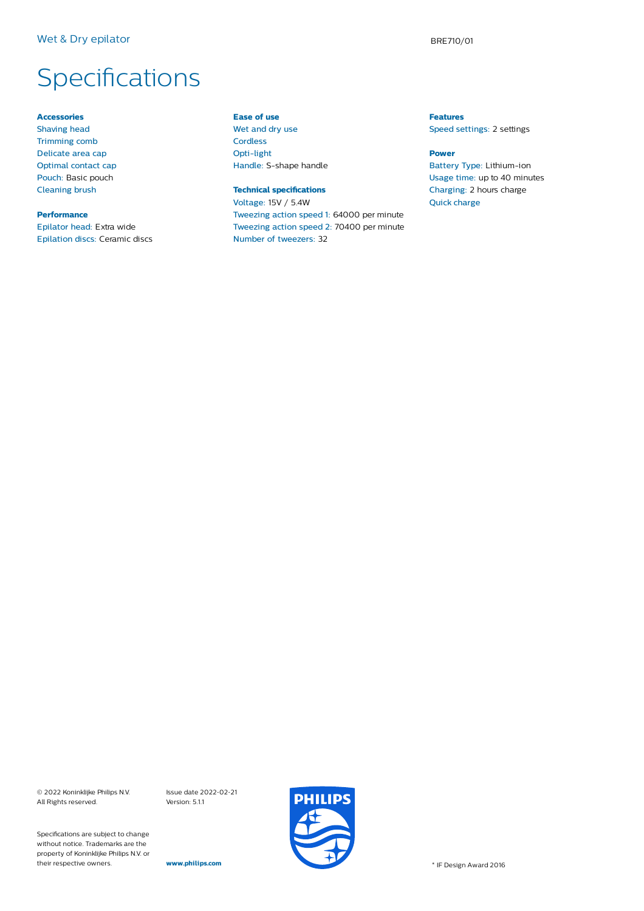# Specifications

### Accessories
- Shaving head
- Trimming comb
- Delicate area cap
- Optimal contact cap
- Pouch: Basic pouch
- Cleaning brush

### Performance
- Epilator head: Extra wide
- Epilation discs: Ceramic discs

### Ease of use
- Wet and dry use
- Cordless
- Opti-light
- Handle: S-shape handle

### Technical specifications
- Voltage: 15V / 5.4W
- Tweezing action speed 1: 64000 per minute
- Tweezing action speed 2: 70400 per minute
- Number of tweezers: 32

### Features
- Speed settings: 2 settings

### Power
- Battery Type: Lithium-ion
- Usage time: up to 40 minutes
- Charging: 2 hours charge
- Quick charge

© 2022 Koninklijke Philips N.V.
All Rights reserved.

Issue date 2022-02-21
Version: 5.1.1

Specifications are subject to change without notice. Trademarks are the property of Koninklijke Philips N.V. or their respective owners.

**www.philips.com**

\* IF Design Award 2016